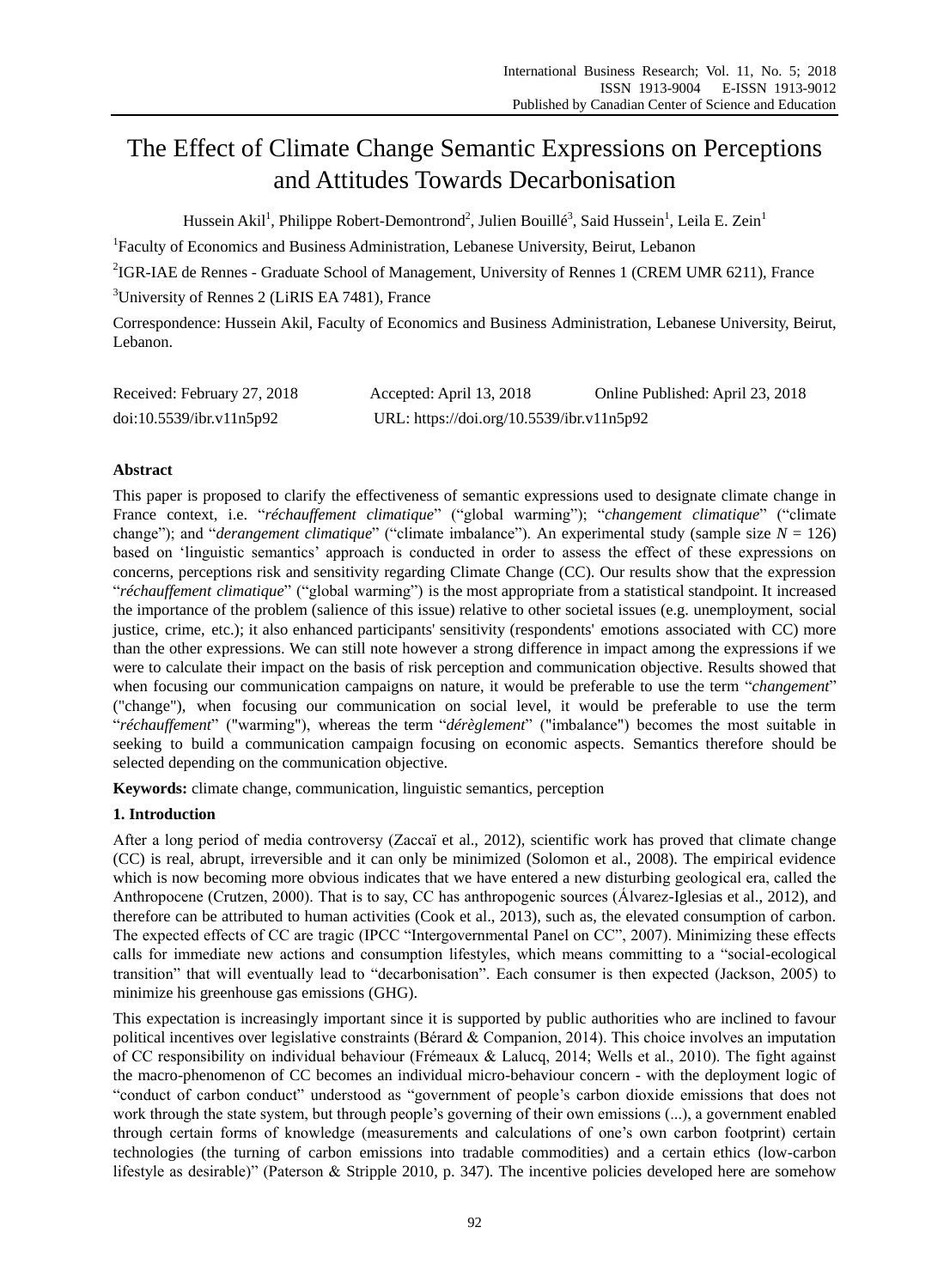# The Effect of Climate Change Semantic Expressions on Perceptions and Attitudes Towards Decarbonisation

Hussein Akil[1], Philippe Robert-Demontrond[2], Julien Bouillé[3], Said Hussein[1], Leila E. Zein[1]

[1]Faculty of Economics and Business Administration, Lebanese University, Beirut, Lebanon

[2]IGR-IAE de Rennes - Graduate School of Management, University of Rennes 1 (CREM UMR 6211), France

[3]University of Rennes 2 (LiRIS EA 7481), France

Correspondence: Hussein Akil, Faculty of Economics and Business Administration, Lebanese University, Beirut, Lebanon.

Received: February 27, 2018    Accepted: April 13, 2018    Online Published: April 23, 2018

doi:10.5539/ibr.v11n5p92    URL: https://doi.org/10.5539/ibr.v11n5p92

## Abstract

This paper is proposed to clarify the effectiveness of semantic expressions used to designate climate change in France context, i.e. "*réchauffement climatique*" ("global warming"); "*changement climatique*" ("climate change"); and "*derangement climatique*" ("climate imbalance"). An experimental study (sample size $N = 126$) based on 'linguistic semantics' approach is conducted in order to assess the effect of these expressions on concerns, perceptions risk and sensitivity regarding Climate Change (CC). Our results show that the expression "*réchauffement climatique*" ("global warming") is the most appropriate from a statistical standpoint. It increased the importance of the problem (salience of this issue) relative to other societal issues (e.g. unemployment, social justice, crime, etc.); it also enhanced participants' sensitivity (respondents' emotions associated with CC) more than the other expressions. We can still note however a strong difference in impact among the expressions if we were to calculate their impact on the basis of risk perception and communication objective. Results showed that when focusing our communication campaigns on nature, it would be preferable to use the term "*changement*" ("change"), when focusing our communication on social level, it would be preferable to use the term "*réchauffement*" ("warming"), whereas the term "*dérèglement*" ("imbalance") becomes the most suitable in seeking to build a communication campaign focusing on economic aspects. Semantics therefore should be selected depending on the communication objective.

**Keywords:** climate change, communication, linguistic semantics, perception

## 1. Introduction

After a long period of media controversy (Zaccaï et al., 2012), scientific work has proved that climate change (CC) is real, abrupt, irreversible and it can only be minimized (Solomon et al., 2008). The empirical evidence which is now becoming more obvious indicates that we have entered a new disturbing geological era, called the Anthropocene (Crutzen, 2000). That is to say, CC has anthropogenic sources (Álvarez-Iglesias et al., 2012), and therefore can be attributed to human activities (Cook et al., 2013), such as, the elevated consumption of carbon. The expected effects of CC are tragic (IPCC "Intergovernmental Panel on CC", 2007). Minimizing these effects calls for immediate new actions and consumption lifestyles, which means committing to a "social-ecological transition" that will eventually lead to "decarbonisation". Each consumer is then expected (Jackson, 2005) to minimize his greenhouse gas emissions (GHG).

This expectation is increasingly important since it is supported by public authorities who are inclined to favour political incentives over legislative constraints (Bérard & Companion, 2014). This choice involves an imputation of CC responsibility on individual behaviour (Frémeaux & Lalucq, 2014; Wells et al., 2010). The fight against the macro-phenomenon of CC becomes an individual micro-behaviour concern - with the deployment logic of "conduct of carbon conduct" understood as "government of people's carbon dioxide emissions that does not work through the state system, but through people's governing of their own emissions (...), a government enabled through certain forms of knowledge (measurements and calculations of one's own carbon footprint) certain technologies (the turning of carbon emissions into tradable commodities) and a certain ethics (low-carbon lifestyle as desirable)" (Paterson & Stripple 2010, p. 347). The incentive policies developed here are somehow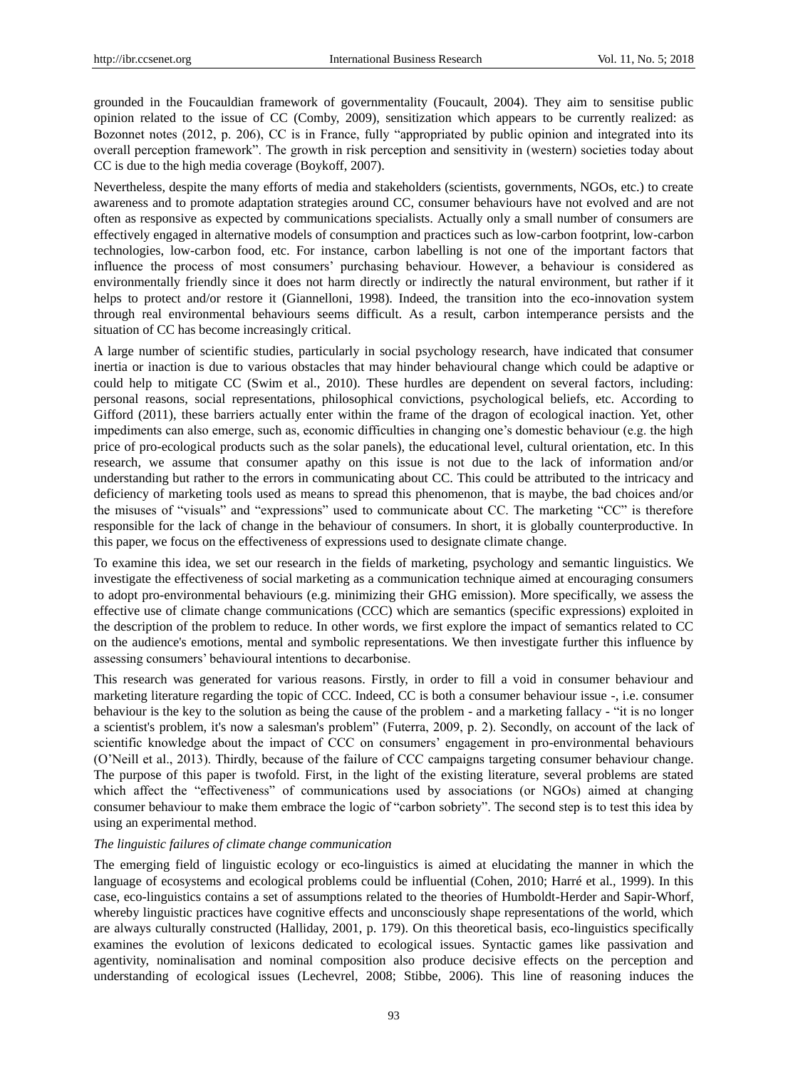grounded in the Foucauldian framework of governmentality (Foucault, 2004). They aim to sensitise public opinion related to the issue of CC (Comby, 2009), sensitization which appears to be currently realized: as Bozonnet notes (2012, p. 206), CC is in France, fully "appropriated by public opinion and integrated into its overall perception framework". The growth in risk perception and sensitivity in (western) societies today about CC is due to the high media coverage (Boykoff, 2007).

Nevertheless, despite the many efforts of media and stakeholders (scientists, governments, NGOs, etc.) to create awareness and to promote adaptation strategies around CC, consumer behaviours have not evolved and are not often as responsive as expected by communications specialists. Actually only a small number of consumers are effectively engaged in alternative models of consumption and practices such as low-carbon footprint, low-carbon technologies, low-carbon food, etc. For instance, carbon labelling is not one of the important factors that influence the process of most consumers' purchasing behaviour. However, a behaviour is considered as environmentally friendly since it does not harm directly or indirectly the natural environment, but rather if it helps to protect and/or restore it (Giannelloni, 1998). Indeed, the transition into the eco-innovation system through real environmental behaviours seems difficult. As a result, carbon intemperance persists and the situation of CC has become increasingly critical.

A large number of scientific studies, particularly in social psychology research, have indicated that consumer inertia or inaction is due to various obstacles that may hinder behavioural change which could be adaptive or could help to mitigate CC (Swim et al., 2010). These hurdles are dependent on several factors, including: personal reasons, social representations, philosophical convictions, psychological beliefs, etc. According to Gifford (2011), these barriers actually enter within the frame of the dragon of ecological inaction. Yet, other impediments can also emerge, such as, economic difficulties in changing one's domestic behaviour (e.g. the high price of pro-ecological products such as the solar panels), the educational level, cultural orientation, etc. In this research, we assume that consumer apathy on this issue is not due to the lack of information and/or understanding but rather to the errors in communicating about CC. This could be attributed to the intricacy and deficiency of marketing tools used as means to spread this phenomenon, that is maybe, the bad choices and/or the misuses of "visuals" and "expressions" used to communicate about CC. The marketing "CC" is therefore responsible for the lack of change in the behaviour of consumers. In short, it is globally counterproductive. In this paper, we focus on the effectiveness of expressions used to designate climate change.

To examine this idea, we set our research in the fields of marketing, psychology and semantic linguistics. We investigate the effectiveness of social marketing as a communication technique aimed at encouraging consumers to adopt pro-environmental behaviours (e.g. minimizing their GHG emission). More specifically, we assess the effective use of climate change communications (CCC) which are semantics (specific expressions) exploited in the description of the problem to reduce. In other words, we first explore the impact of semantics related to CC on the audience's emotions, mental and symbolic representations. We then investigate further this influence by assessing consumers' behavioural intentions to decarbonise.

This research was generated for various reasons. Firstly, in order to fill a void in consumer behaviour and marketing literature regarding the topic of CCC. Indeed, CC is both a consumer behaviour issue -, i.e. consumer behaviour is the key to the solution as being the cause of the problem - and a marketing fallacy - "it is no longer a scientist's problem, it's now a salesman's problem" (Futerra, 2009, p. 2). Secondly, on account of the lack of scientific knowledge about the impact of CCC on consumers' engagement in pro-environmental behaviours (O'Neill et al., 2013). Thirdly, because of the failure of CCC campaigns targeting consumer behaviour change. The purpose of this paper is twofold. First, in the light of the existing literature, several problems are stated which affect the "effectiveness" of communications used by associations (or NGOs) aimed at changing consumer behaviour to make them embrace the logic of "carbon sobriety". The second step is to test this idea by using an experimental method.

*The linguistic failures of climate change communication*

The emerging field of linguistic ecology or eco-linguistics is aimed at elucidating the manner in which the language of ecosystems and ecological problems could be influential (Cohen, 2010; Harré et al., 1999). In this case, eco-linguistics contains a set of assumptions related to the theories of Humboldt-Herder and Sapir-Whorf, whereby linguistic practices have cognitive effects and unconsciously shape representations of the world, which are always culturally constructed (Halliday, 2001, p. 179). On this theoretical basis, eco-linguistics specifically examines the evolution of lexicons dedicated to ecological issues. Syntactic games like passivation and agentivity, nominalisation and nominal composition also produce decisive effects on the perception and understanding of ecological issues (Lechevrel, 2008; Stibbe, 2006). This line of reasoning induces the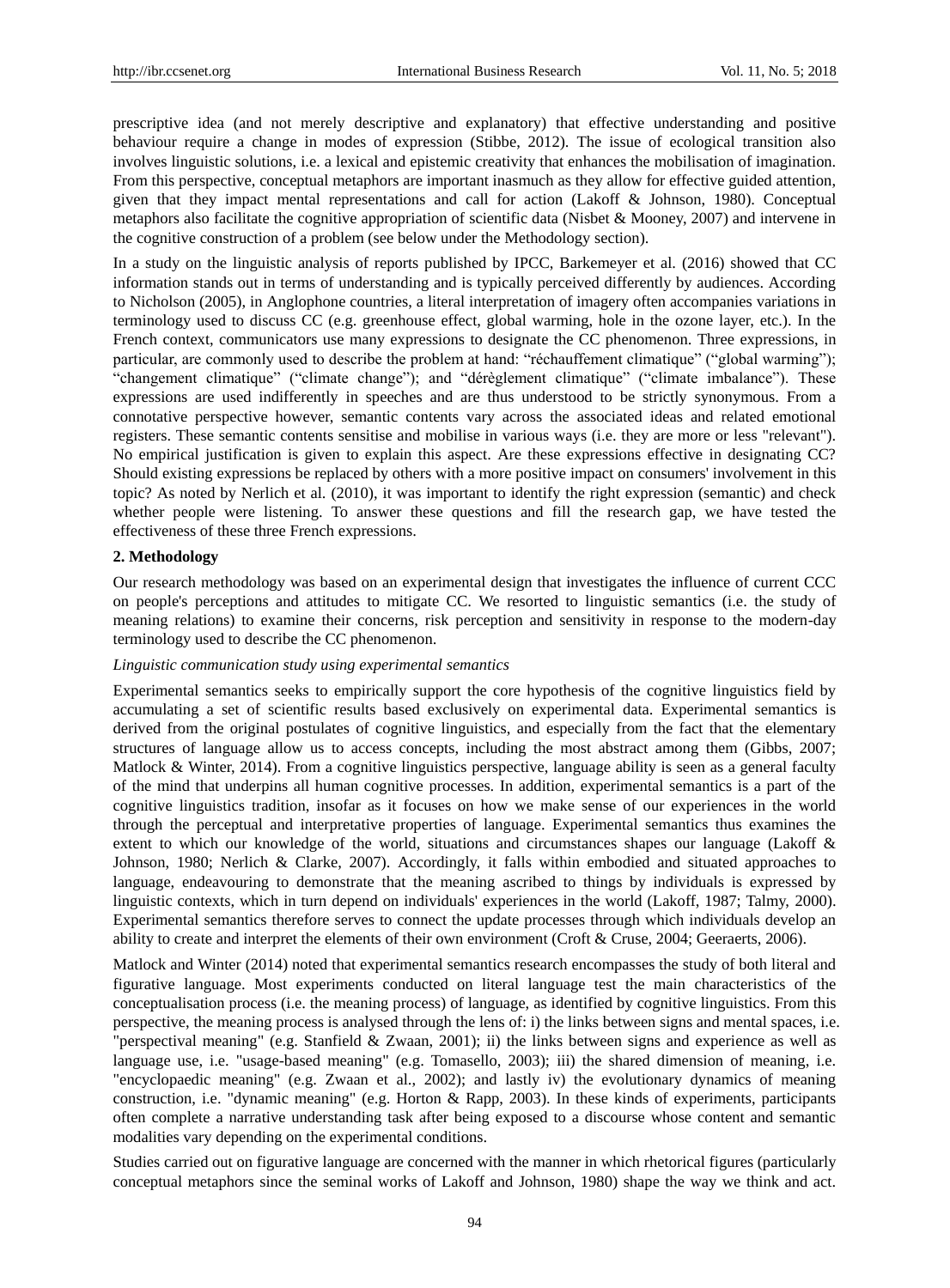prescriptive idea (and not merely descriptive and explanatory) that effective understanding and positive behaviour require a change in modes of expression (Stibbe, 2012). The issue of ecological transition also involves linguistic solutions, i.e. a lexical and epistemic creativity that enhances the mobilisation of imagination. From this perspective, conceptual metaphors are important inasmuch as they allow for effective guided attention, given that they impact mental representations and call for action (Lakoff & Johnson, 1980). Conceptual metaphors also facilitate the cognitive appropriation of scientific data (Nisbet & Mooney, 2007) and intervene in the cognitive construction of a problem (see below under the Methodology section).

In a study on the linguistic analysis of reports published by IPCC, Barkemeyer et al. (2016) showed that CC information stands out in terms of understanding and is typically perceived differently by audiences. According to Nicholson (2005), in Anglophone countries, a literal interpretation of imagery often accompanies variations in terminology used to discuss CC (e.g. greenhouse effect, global warming, hole in the ozone layer, etc.). In the French context, communicators use many expressions to designate the CC phenomenon. Three expressions, in particular, are commonly used to describe the problem at hand: "réchauffement climatique" ("global warming"); "changement climatique" ("climate change"); and "dérèglement climatique" ("climate imbalance"). These expressions are used indifferently in speeches and are thus understood to be strictly synonymous. From a connotative perspective however, semantic contents vary across the associated ideas and related emotional registers. These semantic contents sensitise and mobilise in various ways (i.e. they are more or less "relevant"). No empirical justification is given to explain this aspect. Are these expressions effective in designating CC? Should existing expressions be replaced by others with a more positive impact on consumers' involvement in this topic? As noted by Nerlich et al. (2010), it was important to identify the right expression (semantic) and check whether people were listening. To answer these questions and fill the research gap, we have tested the effectiveness of these three French expressions.

## 2. Methodology

Our research methodology was based on an experimental design that investigates the influence of current CCC on people's perceptions and attitudes to mitigate CC. We resorted to linguistic semantics (i.e. the study of meaning relations) to examine their concerns, risk perception and sensitivity in response to the modern-day terminology used to describe the CC phenomenon.

*Linguistic communication study using experimental semantics*

Experimental semantics seeks to empirically support the core hypothesis of the cognitive linguistics field by accumulating a set of scientific results based exclusively on experimental data. Experimental semantics is derived from the original postulates of cognitive linguistics, and especially from the fact that the elementary structures of language allow us to access concepts, including the most abstract among them (Gibbs, 2007; Matlock & Winter, 2014). From a cognitive linguistics perspective, language ability is seen as a general faculty of the mind that underpins all human cognitive processes. In addition, experimental semantics is a part of the cognitive linguistics tradition, insofar as it focuses on how we make sense of our experiences in the world through the perceptual and interpretative properties of language. Experimental semantics thus examines the extent to which our knowledge of the world, situations and circumstances shapes our language (Lakoff & Johnson, 1980; Nerlich & Clarke, 2007). Accordingly, it falls within embodied and situated approaches to language, endeavouring to demonstrate that the meaning ascribed to things by individuals is expressed by linguistic contexts, which in turn depend on individuals' experiences in the world (Lakoff, 1987; Talmy, 2000). Experimental semantics therefore serves to connect the update processes through which individuals develop an ability to create and interpret the elements of their own environment (Croft & Cruse, 2004; Geeraerts, 2006).

Matlock and Winter (2014) noted that experimental semantics research encompasses the study of both literal and figurative language. Most experiments conducted on literal language test the main characteristics of the conceptualisation process (i.e. the meaning process) of language, as identified by cognitive linguistics. From this perspective, the meaning process is analysed through the lens of: i) the links between signs and mental spaces, i.e. "perspectival meaning" (e.g. Stanfield & Zwaan, 2001); ii) the links between signs and experience as well as language use, i.e. "usage-based meaning" (e.g. Tomasello, 2003); iii) the shared dimension of meaning, i.e. "encyclopaedic meaning" (e.g. Zwaan et al., 2002); and lastly iv) the evolutionary dynamics of meaning construction, i.e. "dynamic meaning" (e.g. Horton & Rapp, 2003). In these kinds of experiments, participants often complete a narrative understanding task after being exposed to a discourse whose content and semantic modalities vary depending on the experimental conditions.

Studies carried out on figurative language are concerned with the manner in which rhetorical figures (particularly conceptual metaphors since the seminal works of Lakoff and Johnson, 1980) shape the way we think and act.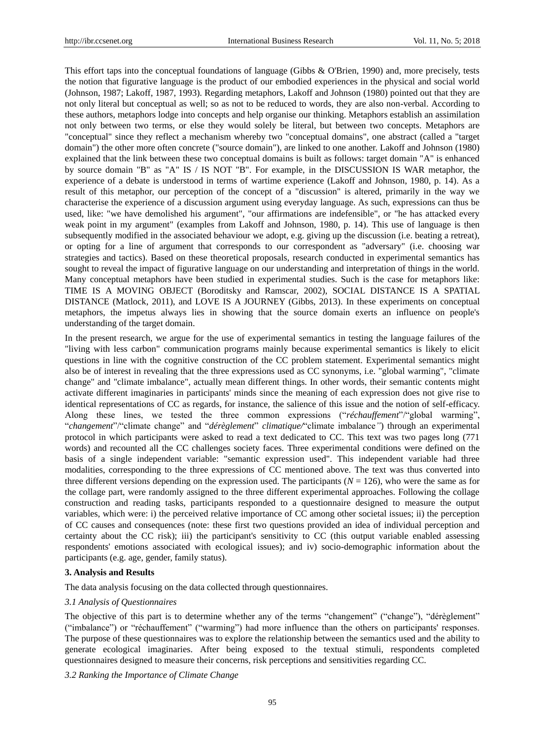This effort taps into the conceptual foundations of language (Gibbs & O'Brien, 1990) and, more precisely, tests the notion that figurative language is the product of our embodied experiences in the physical and social world (Johnson, 1987; Lakoff, 1987, 1993). Regarding metaphors, Lakoff and Johnson (1980) pointed out that they are not only literal but conceptual as well; so as not to be reduced to words, they are also non-verbal. According to these authors, metaphors lodge into concepts and help organise our thinking. Metaphors establish an assimilation not only between two terms, or else they would solely be literal, but between two concepts. Metaphors are "conceptual" since they reflect a mechanism whereby two "conceptual domains", one abstract (called a "target domain") the other more often concrete ("source domain"), are linked to one another. Lakoff and Johnson (1980) explained that the link between these two conceptual domains is built as follows: target domain "A" is enhanced by source domain "B" as "A" IS / IS NOT "B". For example, in the DISCUSSION IS WAR metaphor, the experience of a debate is understood in terms of wartime experience (Lakoff and Johnson, 1980, p. 14). As a result of this metaphor, our perception of the concept of a "discussion" is altered, primarily in the way we characterise the experience of a discussion argument using everyday language. As such, expressions can thus be used, like: "we have demolished his argument", "our affirmations are indefensible", or "he has attacked every weak point in my argument" (examples from Lakoff and Johnson, 1980, p. 14). This use of language is then subsequently modified in the associated behaviour we adopt, e.g. giving up the discussion (i.e. beating a retreat), or opting for a line of argument that corresponds to our correspondent as "adversary" (i.e. choosing war strategies and tactics). Based on these theoretical proposals, research conducted in experimental semantics has sought to reveal the impact of figurative language on our understanding and interpretation of things in the world. Many conceptual metaphors have been studied in experimental studies. Such is the case for metaphors like: TIME IS A MOVING OBJECT (Boroditsky and Ramscar, 2002), SOCIAL DISTANCE IS A SPATIAL DISTANCE (Matlock, 2011), and LOVE IS A JOURNEY (Gibbs, 2013). In these experiments on conceptual metaphors, the impetus always lies in showing that the source domain exerts an influence on people's understanding of the target domain.

In the present research, we argue for the use of experimental semantics in testing the language failures of the "living with less carbon" communication programs mainly because experimental semantics is likely to elicit questions in line with the cognitive construction of the CC problem statement. Experimental semantics might also be of interest in revealing that the three expressions used as CC synonyms, i.e. "global warming", "climate change" and "climate imbalance", actually mean different things. In other words, their semantic contents might activate different imaginaries in participants' minds since the meaning of each expression does not give rise to identical representations of CC as regards, for instance, the salience of this issue and the notion of self-efficacy. Along these lines, we tested the three common expressions ("*réchauffement*"/"global warming", "*changement*"/"climate change" and "*dérèglement*" *climatique/*"climate imbalance*"*) through an experimental protocol in which participants were asked to read a text dedicated to CC. This text was two pages long (771 words) and recounted all the CC challenges society faces. Three experimental conditions were defined on the basis of a single independent variable: "semantic expression used". This independent variable had three modalities, corresponding to the three expressions of CC mentioned above. The text was thus converted into three different versions depending on the expression used. The participants (*N* = 126), who were the same as for the collage part, were randomly assigned to the three different experimental approaches. Following the collage construction and reading tasks, participants responded to a questionnaire designed to measure the output variables, which were: i) the perceived relative importance of CC among other societal issues; ii) the perception of CC causes and consequences (note: these first two questions provided an idea of individual perception and certainty about the CC risk); iii) the participant's sensitivity to CC (this output variable enabled assessing respondents' emotions associated with ecological issues); and iv) socio-demographic information about the participants (e.g. age, gender, family status).

## 3. Analysis and Results

The data analysis focusing on the data collected through questionnaires.

### *3.1 Analysis of Questionnaires*

The objective of this part is to determine whether any of the terms "changement" ("change"), "dérèglement" ("imbalance") or "réchauffement" ("warming") had more influence than the others on participants' responses. The purpose of these questionnaires was to explore the relationship between the semantics used and the ability to generate ecological imaginaries. After being exposed to the textual stimuli, respondents completed questionnaires designed to measure their concerns, risk perceptions and sensitivities regarding CC.

### *3.2 Ranking the Importance of Climate Change*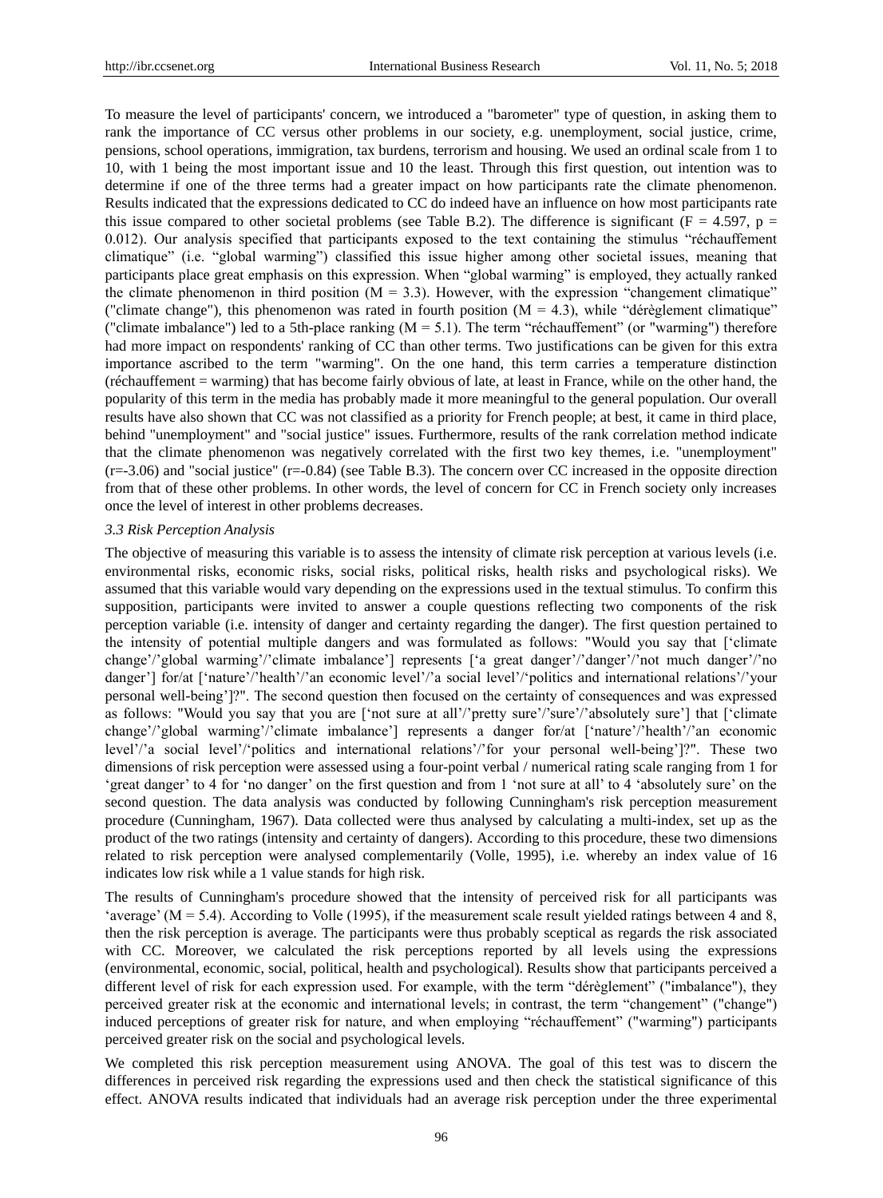To measure the level of participants' concern, we introduced a "barometer" type of question, in asking them to rank the importance of CC versus other problems in our society, e.g. unemployment, social justice, crime, pensions, school operations, immigration, tax burdens, terrorism and housing. We used an ordinal scale from 1 to 10, with 1 being the most important issue and 10 the least. Through this first question, out intention was to determine if one of the three terms had a greater impact on how participants rate the climate phenomenon. Results indicated that the expressions dedicated to CC do indeed have an influence on how most participants rate this issue compared to other societal problems (see Table B.2). The difference is significant ($F = 4.597$, $p = 0.012$). Our analysis specified that participants exposed to the text containing the stimulus "réchauffement climatique" (i.e. "global warming") classified this issue higher among other societal issues, meaning that participants place great emphasis on this expression. When "global warming" is employed, they actually ranked the climate phenomenon in third position ($M = 3.3$). However, with the expression "changement climatique" ("climate change"), this phenomenon was rated in fourth position ($M = 4.3$), while "dérèglement climatique" ("climate imbalance") led to a 5th-place ranking ($M = 5.1$). The term "réchauffement" (or "warming") therefore had more impact on respondents' ranking of CC than other terms. Two justifications can be given for this extra importance ascribed to the term "warming". On the one hand, this term carries a temperature distinction (réchauffement = warming) that has become fairly obvious of late, at least in France, while on the other hand, the popularity of this term in the media has probably made it more meaningful to the general population. Our overall results have also shown that CC was not classified as a priority for French people; at best, it came in third place, behind "unemployment" and "social justice" issues. Furthermore, results of the rank correlation method indicate that the climate phenomenon was negatively correlated with the first two key themes, i.e. "unemployment" ($r=-3.06$) and "social justice" ($r=-0.84$) (see Table B.3). The concern over CC increased in the opposite direction from that of these other problems. In other words, the level of concern for CC in French society only increases once the level of interest in other problems decreases.

### *3.3 Risk Perception Analysis*

The objective of measuring this variable is to assess the intensity of climate risk perception at various levels (i.e. environmental risks, economic risks, social risks, political risks, health risks and psychological risks). We assumed that this variable would vary depending on the expressions used in the textual stimulus. To confirm this supposition, participants were invited to answer a couple questions reflecting two components of the risk perception variable (i.e. intensity of danger and certainty regarding the danger). The first question pertained to the intensity of potential multiple dangers and was formulated as follows: "Would you say that ['climate change'/'global warming'/'climate imbalance'] represents ['a great danger'/'danger'/'not much danger'/'no danger'] for/at ['nature'/'health'/'an economic level'/'a social level'/'politics and international relations'/'your personal well-being']?". The second question then focused on the certainty of consequences and was expressed as follows: "Would you say that you are ['not sure at all'/'pretty sure'/'sure'/'absolutely sure'] that ['climate change'/'global warming'/'climate imbalance'] represents a danger for/at ['nature'/'health'/'an economic level'/'a social level'/'politics and international relations'/'for your personal well-being']?". These two dimensions of risk perception were assessed using a four-point verbal / numerical rating scale ranging from 1 for 'great danger' to 4 for 'no danger' on the first question and from 1 'not sure at all' to 4 'absolutely sure' on the second question. The data analysis was conducted by following Cunningham's risk perception measurement procedure (Cunningham, 1967). Data collected were thus analysed by calculating a multi-index, set up as the product of the two ratings (intensity and certainty of dangers). According to this procedure, these two dimensions related to risk perception were analysed complementarily (Volle, 1995), i.e. whereby an index value of 16 indicates low risk while a 1 value stands for high risk.

The results of Cunningham's procedure showed that the intensity of perceived risk for all participants was 'average' ($M = 5.4$). According to Volle (1995), if the measurement scale result yielded ratings between 4 and 8, then the risk perception is average. The participants were thus probably sceptical as regards the risk associated with CC. Moreover, we calculated the risk perceptions reported by all levels using the expressions (environmental, economic, social, political, health and psychological). Results show that participants perceived a different level of risk for each expression used. For example, with the term "dérèglement" ("imbalance"), they perceived greater risk at the economic and international levels; in contrast, the term "changement" ("change") induced perceptions of greater risk for nature, and when employing "réchauffement" ("warming") participants perceived greater risk on the social and psychological levels.

We completed this risk perception measurement using ANOVA. The goal of this test was to discern the differences in perceived risk regarding the expressions used and then check the statistical significance of this effect. ANOVA results indicated that individuals had an average risk perception under the three experimental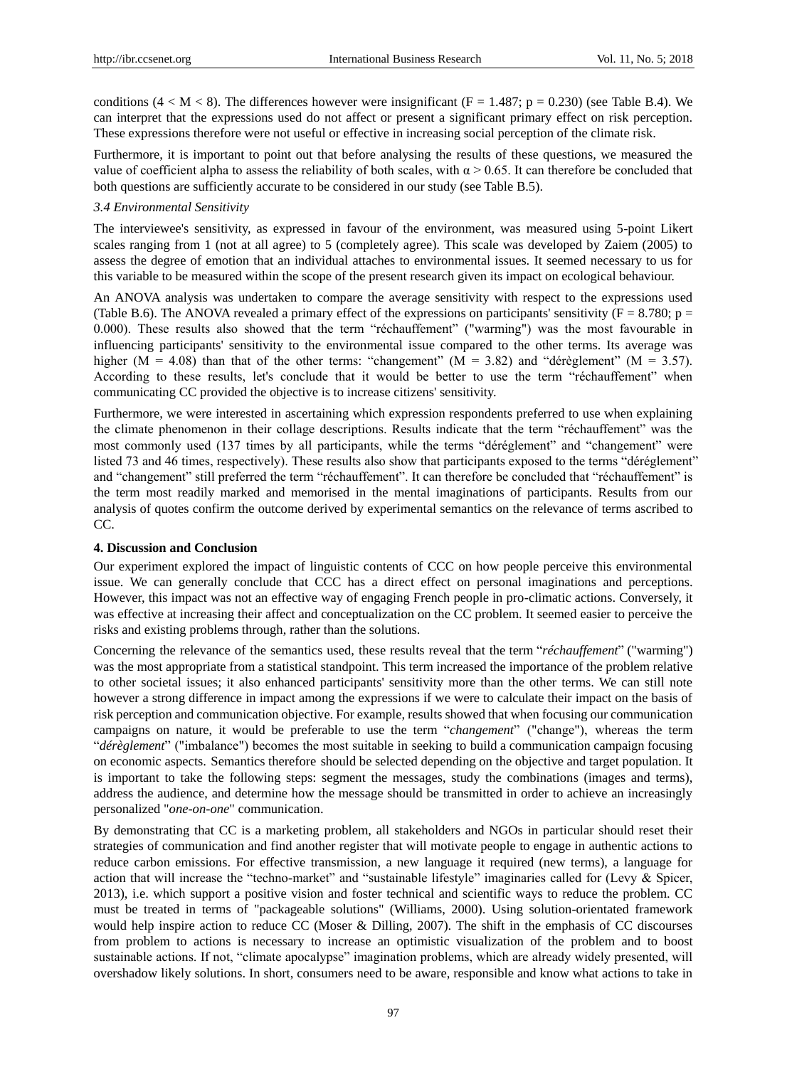conditions ($4 < M < 8$). The differences however were insignificant ($F = 1.487$; $p = 0.230$) (see Table B.4). We can interpret that the expressions used do not affect or present a significant primary effect on risk perception. These expressions therefore were not useful or effective in increasing social perception of the climate risk.

Furthermore, it is important to point out that before analysing the results of these questions, we measured the value of coefficient alpha to assess the reliability of both scales, with $\alpha > 0.65$. It can therefore be concluded that both questions are sufficiently accurate to be considered in our study (see Table B.5).

### 3.4 Environmental Sensitivity

The interviewee's sensitivity, as expressed in favour of the environment, was measured using 5-point Likert scales ranging from 1 (not at all agree) to 5 (completely agree). This scale was developed by Zaiem (2005) to assess the degree of emotion that an individual attaches to environmental issues. It seemed necessary to us for this variable to be measured within the scope of the present research given its impact on ecological behaviour.

An ANOVA analysis was undertaken to compare the average sensitivity with respect to the expressions used (Table B.6). The ANOVA revealed a primary effect of the expressions on participants' sensitivity ($F = 8.780$; $p = 0.000$). These results also showed that the term "réchauffement" ("warming") was the most favourable in influencing participants' sensitivity to the environmental issue compared to the other terms. Its average was higher ($M = 4.08$) than that of the other terms: "changement" ($M = 3.82$) and "dérèglement" ($M = 3.57$). According to these results, let's conclude that it would be better to use the term "réchauffement" when communicating CC provided the objective is to increase citizens' sensitivity.

Furthermore, we were interested in ascertaining which expression respondents preferred to use when explaining the climate phenomenon in their collage descriptions. Results indicate that the term "réchauffement" was the most commonly used (137 times by all participants, while the terms "déréglement" and "changement" were listed 73 and 46 times, respectively). These results also show that participants exposed to the terms "déréglement" and "changement" still preferred the term "réchauffement". It can therefore be concluded that "réchauffement" is the term most readily marked and memorised in the mental imaginations of participants. Results from our analysis of quotes confirm the outcome derived by experimental semantics on the relevance of terms ascribed to CC.

## 4. Discussion and Conclusion

Our experiment explored the impact of linguistic contents of CCC on how people perceive this environmental issue. We can generally conclude that CCC has a direct effect on personal imaginations and perceptions. However, this impact was not an effective way of engaging French people in pro-climatic actions. Conversely, it was effective at increasing their affect and conceptualization on the CC problem. It seemed easier to perceive the risks and existing problems through, rather than the solutions.

Concerning the relevance of the semantics used, these results reveal that the term "*réchauffement*" ("warming") was the most appropriate from a statistical standpoint. This term increased the importance of the problem relative to other societal issues; it also enhanced participants' sensitivity more than the other terms. We can still note however a strong difference in impact among the expressions if we were to calculate their impact on the basis of risk perception and communication objective. For example, results showed that when focusing our communication campaigns on nature, it would be preferable to use the term "*changement*" ("change"), whereas the term "*dérèglement*" ("imbalance") becomes the most suitable in seeking to build a communication campaign focusing on economic aspects. Semantics therefore should be selected depending on the objective and target population. It is important to take the following steps: segment the messages, study the combinations (images and terms), address the audience, and determine how the message should be transmitted in order to achieve an increasingly personalized "*one-on-one*" communication.

By demonstrating that CC is a marketing problem, all stakeholders and NGOs in particular should reset their strategies of communication and find another register that will motivate people to engage in authentic actions to reduce carbon emissions. For effective transmission, a new language it required (new terms), a language for action that will increase the "techno-market" and "sustainable lifestyle" imaginaries called for (Levy & Spicer, 2013), i.e. which support a positive vision and foster technical and scientific ways to reduce the problem. CC must be treated in terms of "packageable solutions" (Williams, 2000). Using solution-orientated framework would help inspire action to reduce CC (Moser & Dilling, 2007). The shift in the emphasis of CC discourses from problem to actions is necessary to increase an optimistic visualization of the problem and to boost sustainable actions. If not, "climate apocalypse" imagination problems, which are already widely presented, will overshadow likely solutions. In short, consumers need to be aware, responsible and know what actions to take in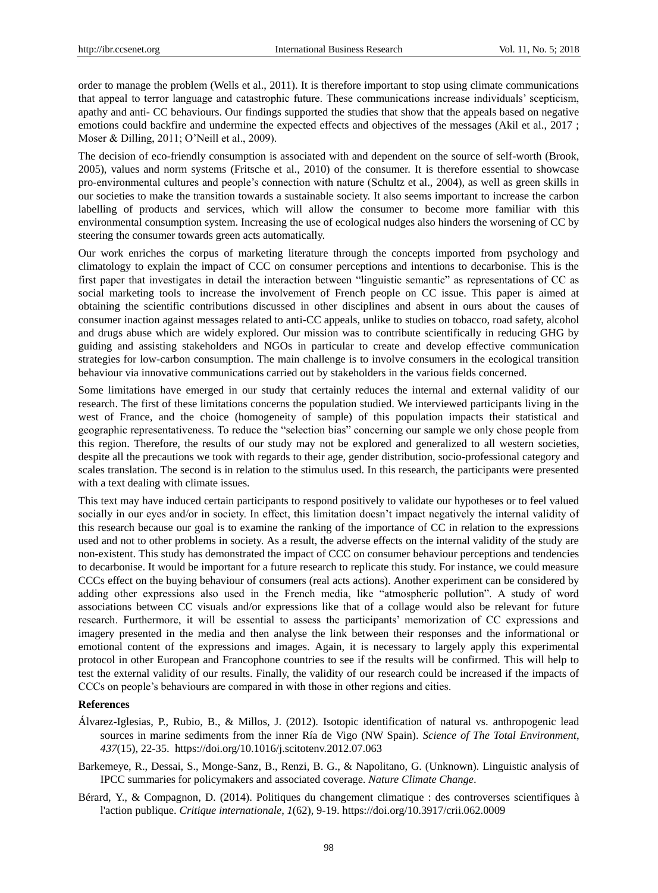order to manage the problem (Wells et al., 2011). It is therefore important to stop using climate communications that appeal to terror language and catastrophic future. These communications increase individuals' scepticism, apathy and anti- CC behaviours. Our findings supported the studies that show that the appeals based on negative emotions could backfire and undermine the expected effects and objectives of the messages (Akil et al., 2017 ; Moser & Dilling, 2011; O'Neill et al., 2009).

The decision of eco-friendly consumption is associated with and dependent on the source of self-worth (Brook, 2005), values and norm systems (Fritsche et al., 2010) of the consumer. It is therefore essential to showcase pro-environmental cultures and people's connection with nature (Schultz et al., 2004), as well as green skills in our societies to make the transition towards a sustainable society. It also seems important to increase the carbon labelling of products and services, which will allow the consumer to become more familiar with this environmental consumption system. Increasing the use of ecological nudges also hinders the worsening of CC by steering the consumer towards green acts automatically.

Our work enriches the corpus of marketing literature through the concepts imported from psychology and climatology to explain the impact of CCC on consumer perceptions and intentions to decarbonise. This is the first paper that investigates in detail the interaction between "linguistic semantic" as representations of CC as social marketing tools to increase the involvement of French people on CC issue. This paper is aimed at obtaining the scientific contributions discussed in other disciplines and absent in ours about the causes of consumer inaction against messages related to anti-CC appeals, unlike to studies on tobacco, road safety, alcohol and drugs abuse which are widely explored. Our mission was to contribute scientifically in reducing GHG by guiding and assisting stakeholders and NGOs in particular to create and develop effective communication strategies for low-carbon consumption. The main challenge is to involve consumers in the ecological transition behaviour via innovative communications carried out by stakeholders in the various fields concerned.

Some limitations have emerged in our study that certainly reduces the internal and external validity of our research. The first of these limitations concerns the population studied. We interviewed participants living in the west of France, and the choice (homogeneity of sample) of this population impacts their statistical and geographic representativeness. To reduce the "selection bias" concerning our sample we only chose people from this region. Therefore, the results of our study may not be explored and generalized to all western societies, despite all the precautions we took with regards to their age, gender distribution, socio-professional category and scales translation. The second is in relation to the stimulus used. In this research, the participants were presented with a text dealing with climate issues.

This text may have induced certain participants to respond positively to validate our hypotheses or to feel valued socially in our eyes and/or in society. In effect, this limitation doesn't impact negatively the internal validity of this research because our goal is to examine the ranking of the importance of CC in relation to the expressions used and not to other problems in society. As a result, the adverse effects on the internal validity of the study are non-existent. This study has demonstrated the impact of CCC on consumer behaviour perceptions and tendencies to decarbonise. It would be important for a future research to replicate this study. For instance, we could measure CCCs effect on the buying behaviour of consumers (real acts actions). Another experiment can be considered by adding other expressions also used in the French media, like "atmospheric pollution". A study of word associations between CC visuals and/or expressions like that of a collage would also be relevant for future research. Furthermore, it will be essential to assess the participants' memorization of CC expressions and imagery presented in the media and then analyse the link between their responses and the informational or emotional content of the expressions and images. Again, it is necessary to largely apply this experimental protocol in other European and Francophone countries to see if the results will be confirmed. This will help to test the external validity of our results. Finally, the validity of our research could be increased if the impacts of CCCs on people's behaviours are compared in with those in other regions and cities.

## References

Álvarez-Iglesias, P., Rubio, B., & Millos, J. (2012). Isotopic identification of natural vs. anthropogenic lead sources in marine sediments from the inner Ría de Vigo (NW Spain). *Science of The Total Environment*, *437*(15), 22-35. https://doi.org/10.1016/j.scitotenv.2012.07.063

Barkemeye, R., Dessai, S., Monge-Sanz, B., Renzi, B. G., & Napolitano, G. (Unknown). Linguistic analysis of IPCC summaries for policymakers and associated coverage. *Nature Climate Change*.

Bérard, Y., & Compagnon, D. (2014). Politiques du changement climatique : des controverses scientifiques à l'action publique. *Critique internationale*, *1*(62), 9-19. https://doi.org/10.3917/crii.062.0009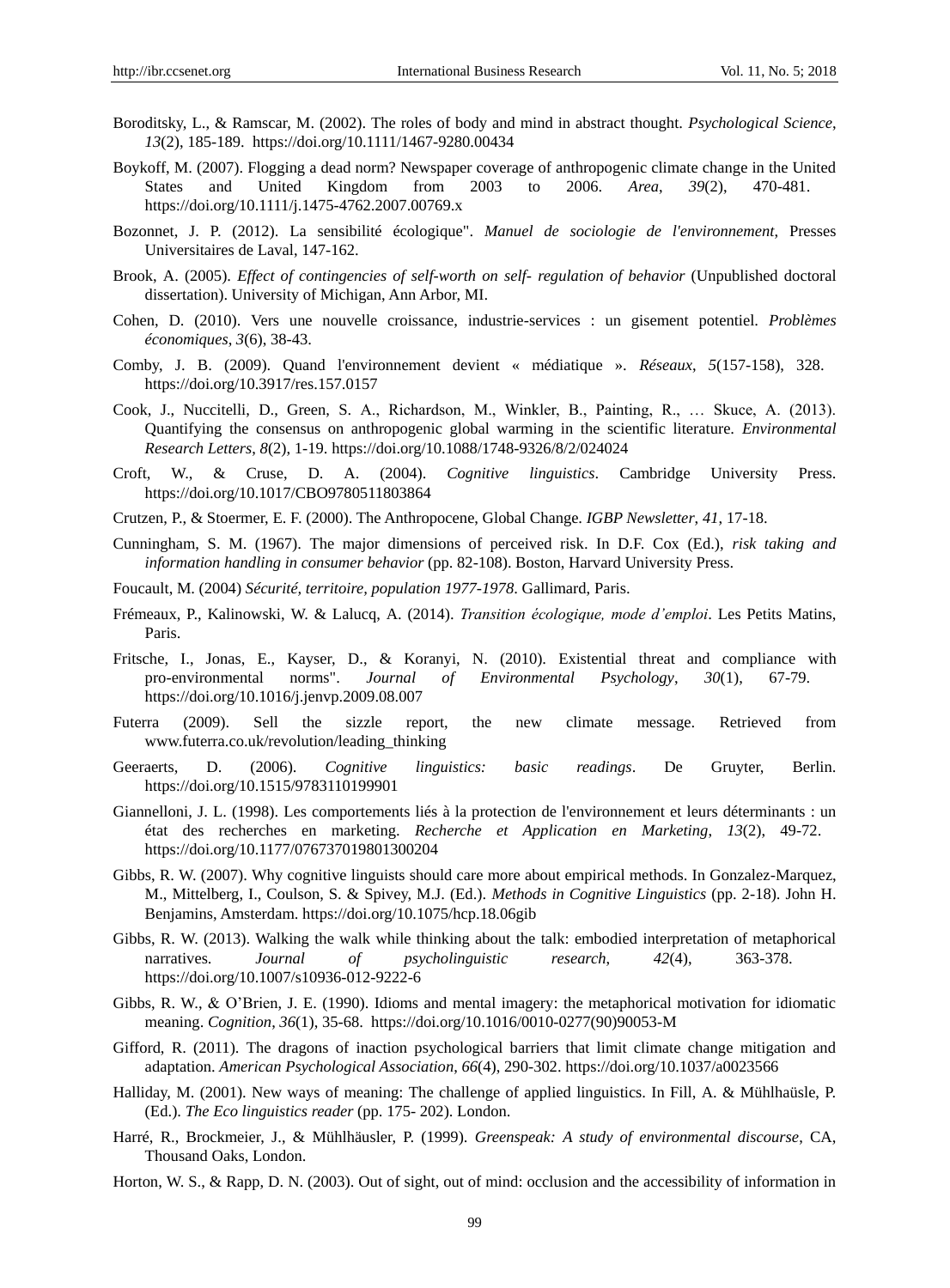Boroditsky, L., & Ramscar, M. (2002). The roles of body and mind in abstract thought. *Psychological Science*, *13*(2), 185-189. https://doi.org/10.1111/1467-9280.00434

Boykoff, M. (2007). Flogging a dead norm? Newspaper coverage of anthropogenic climate change in the United States and United Kingdom from 2003 to 2006. *Area*, *39*(2), 470-481. https://doi.org/10.1111/j.1475-4762.2007.00769.x

Bozonnet, J. P. (2012). La sensibilité écologique". *Manuel de sociologie de l'environnement*, Presses Universitaires de Laval, 147-162.

Brook, A. (2005). *Effect of contingencies of self-worth on self- regulation of behavior* (Unpublished doctoral dissertation). University of Michigan, Ann Arbor, MI.

Cohen, D. (2010). Vers une nouvelle croissance, industrie-services : un gisement potentiel. *Problèmes économiques*, *3*(6), 38-43.

Comby, J. B. (2009). Quand l'environnement devient « médiatique ». *Réseaux*, *5*(157-158), 328. https://doi.org/10.3917/res.157.0157

Cook, J., Nuccitelli, D., Green, S. A., Richardson, M., Winkler, B., Painting, R., … Skuce, A. (2013). Quantifying the consensus on anthropogenic global warming in the scientific literature. *Environmental Research Letters*, *8*(2), 1-19. https://doi.org/10.1088/1748-9326/8/2/024024

Croft, W., & Cruse, D. A. (2004). *Cognitive linguistics*. Cambridge University Press. https://doi.org/10.1017/CBO9780511803864

Crutzen, P., & Stoermer, E. F. (2000). The Anthropocene, Global Change. *IGBP Newsletter*, *41*, 17-18.

Cunningham, S. M. (1967). The major dimensions of perceived risk. In D.F. Cox (Ed.), *risk taking and information handling in consumer behavior* (pp. 82-108). Boston, Harvard University Press.

Foucault, M. (2004) *Sécurité, territoire, population 1977-1978*. Gallimard, Paris.

Frémeaux, P., Kalinowski, W. & Lalucq, A. (2014). *Transition écologique, mode d'emploi*. Les Petits Matins, Paris.

Fritsche, I., Jonas, E., Kayser, D., & Koranyi, N. (2010). Existential threat and compliance with pro-environmental norms". *Journal of Environmental Psychology*, *30*(1), 67-79. https://doi.org/10.1016/j.jenvp.2009.08.007

Futerra (2009). Sell the sizzle report, the new climate message. Retrieved from www.futerra.co.uk/revolution/leading_thinking

Geeraerts, D. (2006). *Cognitive linguistics: basic readings*. De Gruyter, Berlin. https://doi.org/10.1515/9783110199901

Giannelloni, J. L. (1998). Les comportements liés à la protection de l'environnement et leurs déterminants : un état des recherches en marketing. *Recherche et Application en Marketing*, *13*(2), 49-72. https://doi.org/10.1177/076737019801300204

Gibbs, R. W. (2007). Why cognitive linguists should care more about empirical methods. In Gonzalez-Marquez, M., Mittelberg, I., Coulson, S. & Spivey, M.J. (Ed.). *Methods in Cognitive Linguistics* (pp. 2-18). John H. Benjamins, Amsterdam. https://doi.org/10.1075/hcp.18.06gib

Gibbs, R. W. (2013). Walking the walk while thinking about the talk: embodied interpretation of metaphorical narratives. *Journal of psycholinguistic research*, *42*(4), 363-378. https://doi.org/10.1007/s10936-012-9222-6

Gibbs, R. W., & O'Brien, J. E. (1990). Idioms and mental imagery: the metaphorical motivation for idiomatic meaning. *Cognition*, *36*(1), 35-68. https://doi.org/10.1016/0010-0277(90)90053-M

Gifford, R. (2011). The dragons of inaction psychological barriers that limit climate change mitigation and adaptation. *American Psychological Association*, *66*(4), 290-302. https://doi.org/10.1037/a0023566

Halliday, M. (2001). New ways of meaning: The challenge of applied linguistics. In Fill, A. & Mühlhaüsle, P. (Ed.). *The Eco linguistics reader* (pp. 175- 202). London.

Harré, R., Brockmeier, J., & Mühlhäusler, P. (1999). *Greenspeak: A study of environmental discourse*, CA, Thousand Oaks, London.

Horton, W. S., & Rapp, D. N. (2003). Out of sight, out of mind: occlusion and the accessibility of information in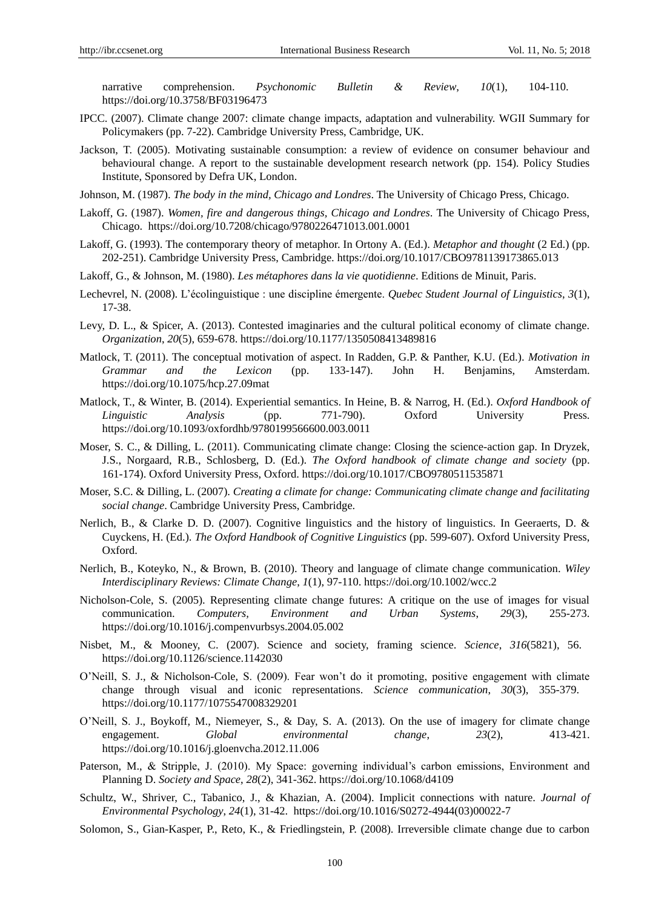narrative comprehension. *Psychonomic Bulletin & Review, 10*(1), 104-110. https://doi.org/10.3758/BF03196473

IPCC. (2007). Climate change 2007: climate change impacts, adaptation and vulnerability. WGII Summary for Policymakers (pp. 7-22). Cambridge University Press, Cambridge, UK.

Jackson, T. (2005). Motivating sustainable consumption: a review of evidence on consumer behaviour and behavioural change. A report to the sustainable development research network (pp. 154). Policy Studies Institute, Sponsored by Defra UK, London.

Johnson, M. (1987). *The body in the mind, Chicago and Londres*. The University of Chicago Press, Chicago.

Lakoff, G. (1987). *Women, fire and dangerous things, Chicago and Londres*. The University of Chicago Press, Chicago. https://doi.org/10.7208/chicago/9780226471013.001.0001

Lakoff, G. (1993). The contemporary theory of metaphor. In Ortony A. (Ed.). *Metaphor and thought* (2 Ed.) (pp. 202-251). Cambridge University Press, Cambridge. https://doi.org/10.1017/CBO9781139173865.013

Lakoff, G., & Johnson, M. (1980). *Les métaphores dans la vie quotidienne*. Editions de Minuit, Paris.

Lechevrel, N. (2008). L'écolinguistique : une discipline émergente. *Quebec Student Journal of Linguistics, 3*(1), 17-38.

Levy, D. L., & Spicer, A. (2013). Contested imaginaries and the cultural political economy of climate change. *Organization, 20*(5), 659-678. https://doi.org/10.1177/1350508413489816

Matlock, T. (2011). The conceptual motivation of aspect. In Radden, G.P. & Panther, K.U. (Ed.). *Motivation in Grammar and the Lexicon* (pp. 133-147). John H. Benjamins, Amsterdam. https://doi.org/10.1075/hcp.27.09mat

Matlock, T., & Winter, B. (2014). Experiential semantics. In Heine, B. & Narrog, H. (Ed.). *Oxford Handbook of Linguistic Analysis* (pp. 771-790). Oxford University Press. https://doi.org/10.1093/oxfordhb/9780199566600.003.0011

Moser, S. C., & Dilling, L. (2011). Communicating climate change: Closing the science-action gap. In Dryzek, J.S., Norgaard, R.B., Schlosberg, D. (Ed.). *The Oxford handbook of climate change and society* (pp. 161-174). Oxford University Press, Oxford. https://doi.org/10.1017/CBO9780511535871

Moser, S.C. & Dilling, L. (2007). *Creating a climate for change: Communicating climate change and facilitating social change*. Cambridge University Press, Cambridge.

Nerlich, B., & Clarke D. D. (2007). Cognitive linguistics and the history of linguistics. In Geeraerts, D. & Cuyckens, H. (Ed.). *The Oxford Handbook of Cognitive Linguistics* (pp. 599-607). Oxford University Press, Oxford.

Nerlich, B., Koteyko, N., & Brown, B. (2010). Theory and language of climate change communication. *Wiley Interdisciplinary Reviews: Climate Change, 1*(1), 97-110. https://doi.org/10.1002/wcc.2

Nicholson-Cole, S. (2005). Representing climate change futures: A critique on the use of images for visual communication. *Computers, Environment and Urban Systems, 29*(3), 255-273. https://doi.org/10.1016/j.compenvurbsys.2004.05.002

Nisbet, M., & Mooney, C. (2007). Science and society, framing science. *Science, 316*(5821), 56. https://doi.org/10.1126/science.1142030

O'Neill, S. J., & Nicholson-Cole, S. (2009). Fear won't do it promoting, positive engagement with climate change through visual and iconic representations. *Science communication, 30*(3), 355-379. https://doi.org/10.1177/1075547008329201

O'Neill, S. J., Boykoff, M., Niemeyer, S., & Day, S. A. (2013). On the use of imagery for climate change engagement. *Global environmental change, 23*(2), 413-421. https://doi.org/10.1016/j.gloenvcha.2012.11.006

Paterson, M., & Stripple, J. (2010). My Space: governing individual's carbon emissions, Environment and Planning D. *Society and Space, 28*(2), 341-362. https://doi.org/10.1068/d4109

Schultz, W., Shriver, C., Tabanico, J., & Khazian, A. (2004). Implicit connections with nature. *Journal of Environmental Psychology, 24*(1), 31-42. https://doi.org/10.1016/S0272-4944(03)00022-7

Solomon, S., Gian-Kasper, P., Reto, K., & Friedlingstein, P. (2008). Irreversible climate change due to carbon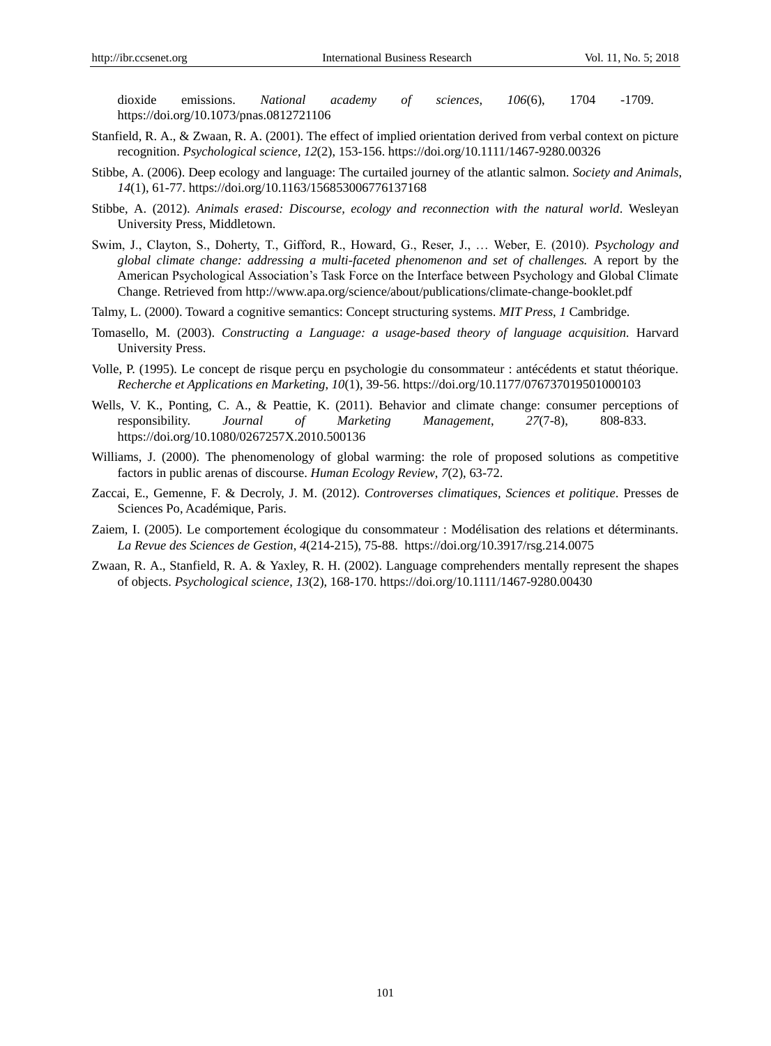dioxide emissions. *National academy of sciences*, *106*(6), 1704 -1709. https://doi.org/10.1073/pnas.0812721106

Stanfield, R. A., & Zwaan, R. A. (2001). The effect of implied orientation derived from verbal context on picture recognition. *Psychological science*, *12*(2), 153-156. https://doi.org/10.1111/1467-9280.00326

Stibbe, A. (2006). Deep ecology and language: The curtailed journey of the atlantic salmon. *Society and Animals*, *14*(1), 61-77. https://doi.org/10.1163/156853006776137168

Stibbe, A. (2012). *Animals erased: Discourse, ecology and reconnection with the natural world*. Wesleyan University Press, Middletown.

Swim, J., Clayton, S., Doherty, T., Gifford, R., Howard, G., Reser, J., … Weber, E. (2010). *Psychology and global climate change: addressing a multi-faceted phenomenon and set of challenges.* A report by the American Psychological Association's Task Force on the Interface between Psychology and Global Climate Change. Retrieved from http://www.apa.org/science/about/publications/climate-change-booklet.pdf

Talmy, L. (2000). Toward a cognitive semantics: Concept structuring systems. *MIT Press*, *1* Cambridge.

Tomasello, M. (2003). *Constructing a Language: a usage-based theory of language acquisition.* Harvard University Press.

Volle, P. (1995). Le concept de risque perçu en psychologie du consommateur : antécédents et statut théorique. *Recherche et Applications en Marketing*, *10*(1), 39-56. https://doi.org/10.1177/076737019501000103

Wells, V. K., Ponting, C. A., & Peattie, K. (2011). Behavior and climate change: consumer perceptions of responsibility. *Journal of Marketing Management*, *27*(7-8), 808-833. https://doi.org/10.1080/0267257X.2010.500136

Williams, J. (2000). The phenomenology of global warming: the role of proposed solutions as competitive factors in public arenas of discourse. *Human Ecology Review*, *7*(2), 63-72.

Zaccai, E., Gemenne, F. & Decroly, J. M. (2012). *Controverses climatiques, Sciences et politique*. Presses de Sciences Po, Académique, Paris.

Zaiem, I. (2005). Le comportement écologique du consommateur : Modélisation des relations et déterminants. *La Revue des Sciences de Gestion*, *4*(214-215), 75-88. https://doi.org/10.3917/rsg.214.0075

Zwaan, R. A., Stanfield, R. A. & Yaxley, R. H. (2002). Language comprehenders mentally represent the shapes of objects. *Psychological science*, *13*(2), 168-170. https://doi.org/10.1111/1467-9280.00430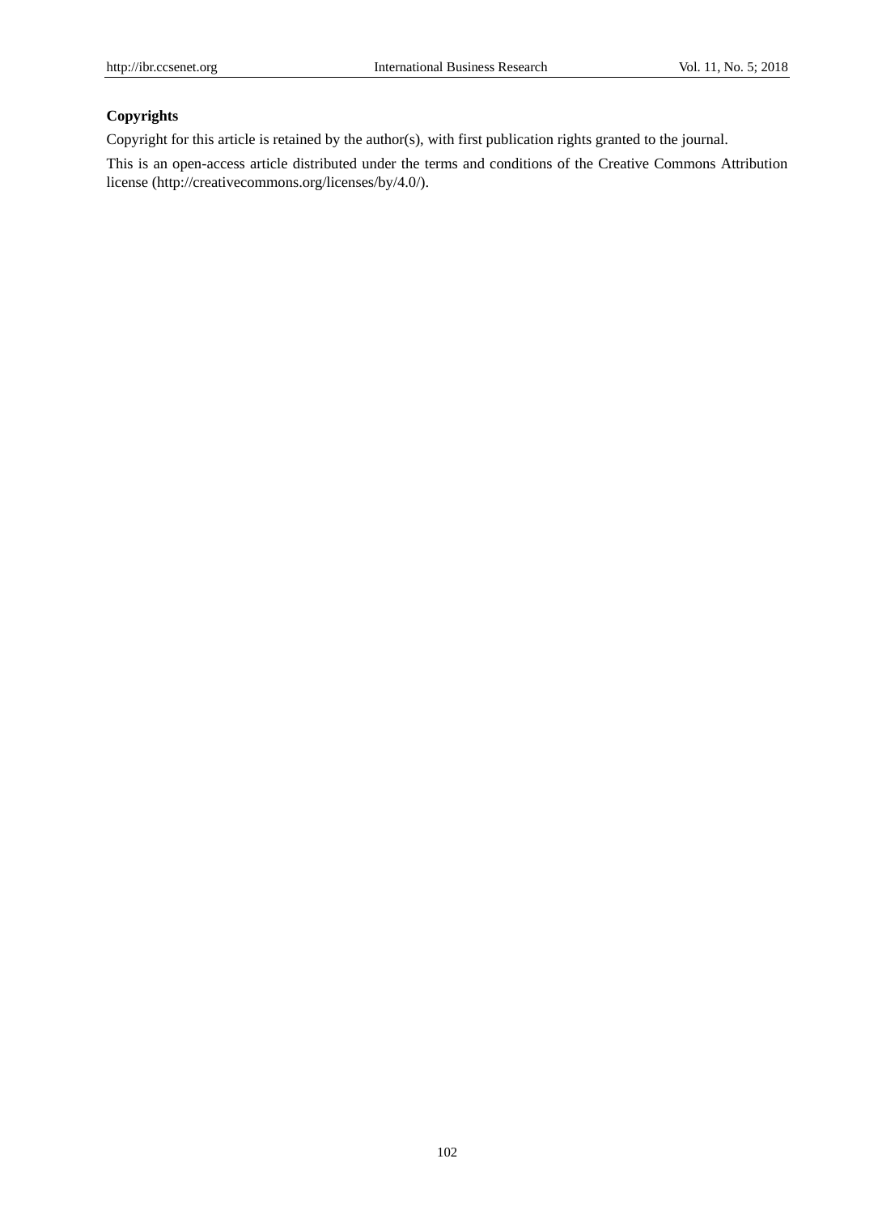**Copyrights**

Copyright for this article is retained by the author(s), with first publication rights granted to the journal.

This is an open-access article distributed under the terms and conditions of the Creative Commons Attribution license (http://creativecommons.org/licenses/by/4.0/).